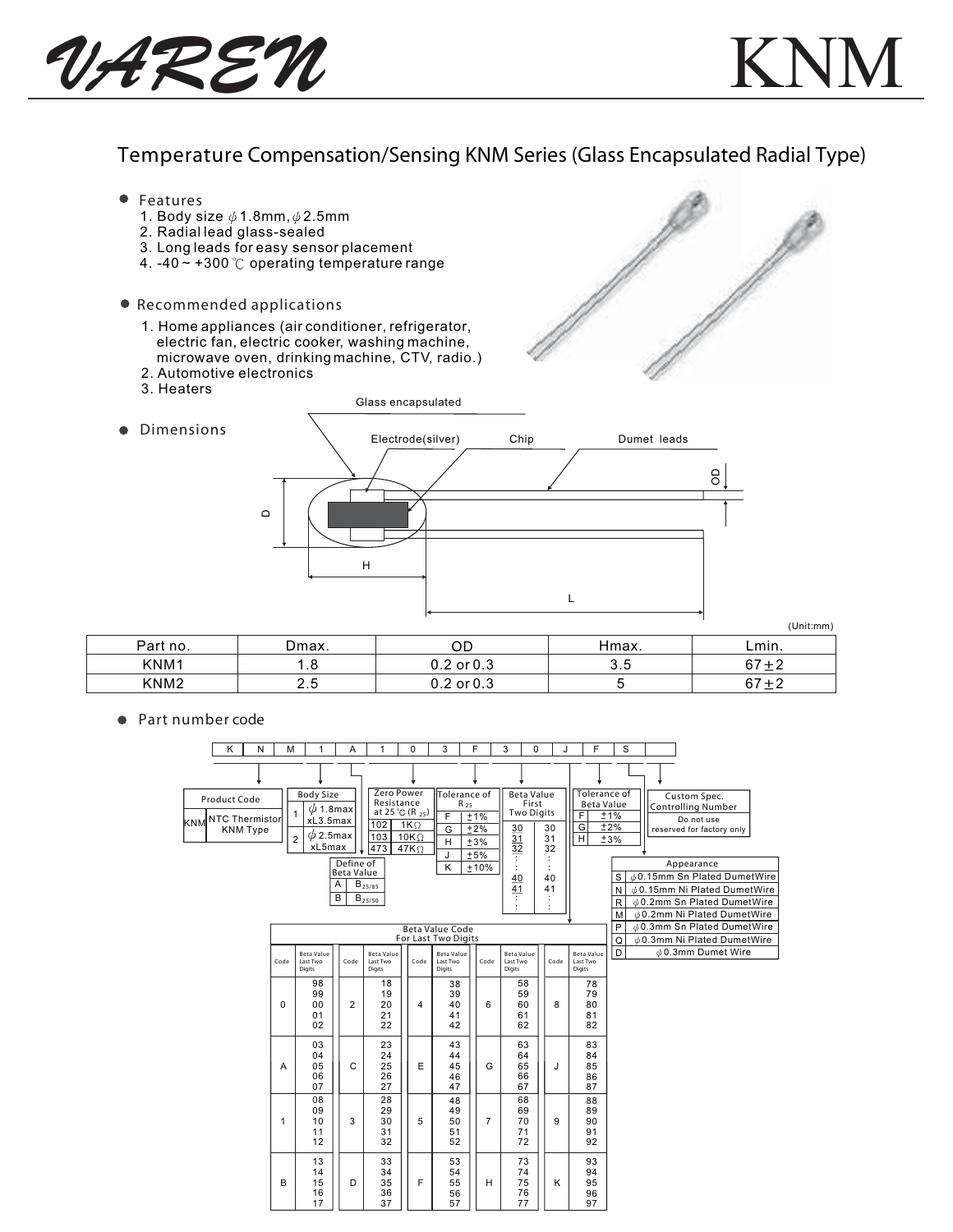# VAREN KNM

## Temperature Compensation/Sensing KNM Series (Glass Encapsulated Radial Type)

- **Features**
  1. Body size φ1.8mm, φ2.5mm
  2. Radial lead glass-sealed
  3. Long leads for easy sensor placement
  4. -40 ~ +300 ℃ operating temperature range

- **Recommended applications**
  1. Home appliances (air conditioner, refrigerator, electric fan, electric cooker, washing machine, microwave oven, drinking machine, CTV, radio.)
  2. Automotive electronics
  3. Heaters

- **Dimensions**

Glass encapsulated, Electrode(silver), Chip, Dumet leads, D, H, L, OD

(Unit:mm)

| Part no. | Dmax. | OD | Hmax. | Lmin. |
|---|---|---|---|---|
| KNM1 | 1.8 | 0.2 or 0.3 | 3.5 | 67±2 |
| KNM2 | 2.5 | 0.2 or 0.3 | 5 | 67±2 |

- **Part number code**

| K | N | M | 1 | A | 1 | 0 | 3 | F | 3 | 0 | J | F | S | |
|---|---|---|---|---|---|---|---|---|---|---|---|---|---|---|

**Product Code**

| KNM | NTC Thermistor KNM Type |
|---|---|

**Body Size**

| 1 | φ1.8max xL3.5max |
|---|---|
| 2 | φ2.5max xL5max |

**Define of Beta Value**

| A | $B_{25/85}$ |
|---|---|
| B | $B_{25/50}$ |

**Zero Power Resistance at 25℃ ($R_{25}$)**

| 102 | 1KΩ |
|---|---|
| 103 | 10KΩ |
| 473 | 47KΩ |

**Tolerance of $R_{25}$**

| F | ±1% |
|---|---|
| G | ±2% |
| H | ±3% |
| J | ±5% |
| K | ±10% |

**Beta Value First Two Digits**

| 30 | 30 |
|---|---|
| 31 | 31 |
| 32 | 32 |
| : | : |
| 40 | 40 |
| 41 | 41 |
| : | : |

**Tolerance of Beta Value**

| F | ±1% |
|---|---|
| G | ±2% |
| H | ±3% |

**Custom Spec. Controlling Number**

Do not use reserved for factory only

**Appearance**

| S | φ0.15mm Sn Plated DumetWire |
|---|---|
| N | φ0.15mm Ni Plated DumetWire |
| R | φ0.2mm Sn Plated DumetWire |
| M | φ0.2mm Ni Plated DumetWire |
| P | φ0.3mm Sn Plated DumetWire |
| Q | φ0.3mm Ni Plated DumetWire |
| D | φ0.3mm Dumet Wire |

**Beta Value Code For Last Two Digits**

| Code | Beta Value Last Two Digits | Code | Beta Value Last Two Digits | Code | Beta Value Last Two Digits | Code | Beta Value Last Two Digits | Code | Beta Value Last Two Digits |
|---|---|---|---|---|---|---|---|---|---|
| 0 | 98, 99, 00, 01, 02 | 2 | 18, 19, 20, 21, 22 | 4 | 38, 39, 40, 41, 42 | 6 | 58, 59, 60, 61, 62 | 8 | 78, 79, 80, 81, 82 |
| A | 03, 04, 05, 06, 07 | C | 23, 24, 25, 26, 27 | E | 43, 44, 45, 46, 47 | G | 63, 64, 65, 66, 67 | J | 83, 84, 85, 86, 87 |
| 1 | 08, 09, 10, 11, 12 | 3 | 28, 29, 30, 31, 32 | 5 | 48, 49, 50, 51, 52 | 7 | 68, 69, 70, 71, 72 | 9 | 88, 89, 90, 91, 92 |
| B | 13, 14, 15, 16, 17 | D | 33, 34, 35, 36, 37 | F | 53, 54, 55, 56, 57 | H | 73, 74, 75, 76, 77 | K | 93, 94, 95, 96, 97 |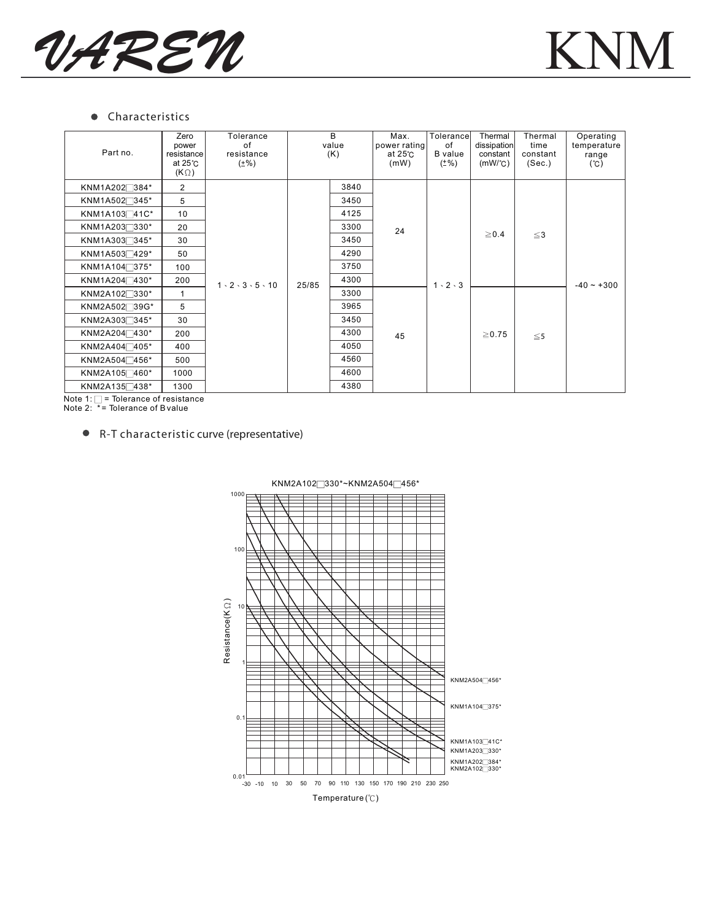## Characteristics

| Part no. | Zero power resistance at 25℃ (KΩ) | Tolerance of resistance (±%) | B value (K) | | Max. power rating at 25℃ (mW) | Tolerance of B value (±%) | Thermal dissipation constant (mW/℃) | Thermal time constant (Sec.) | Operating temperature range (℃) |
|---|---|---|---|---|---|---|---|---|---|
| KNM1A202□384* | 2 | 1、2、3、5、10 | 25/85 | 3840 | 24 | 1、2、3 | ≧0.4 | ≦3 | -40 ~ +300 |
| KNM1A502□345* | 5 | | | 3450 | | | | | |
| KNM1A103□41C* | 10 | | | 4125 | | | | | |
| KNM1A203□330* | 20 | | | 3300 | | | | | |
| KNM1A303□345* | 30 | | | 3450 | | | | | |
| KNM1A503□429* | 50 | | | 4290 | | | | | |
| KNM1A104□375* | 100 | | | 3750 | | | | | |
| KNM1A204□430* | 200 | | | 4300 | | | | | |
| KNM2A102□330* | 1 | | | 3300 | 45 | | ≧0.75 | ≦5 | |
| KNM2A502□39G* | 5 | | | 3965 | | | | | |
| KNM2A303□345* | 30 | | | 3450 | | | | | |
| KNM2A204□430* | 200 | | | 4300 | | | | | |
| KNM2A404□405* | 400 | | | 4050 | | | | | |
| KNM2A504□456* | 500 | | | 4560 | | | | | |
| KNM2A105□460* | 1000 | | | 4600 | | | | | |
| KNM2A135□438* | 1300 | | | 4380 | | | | | |

Note 1: □ = Tolerance of resistance
Note 2: * = Tolerance of B value

## R-T characteristic curve (representative)

KNM2A102□330*~KNM2A504□456*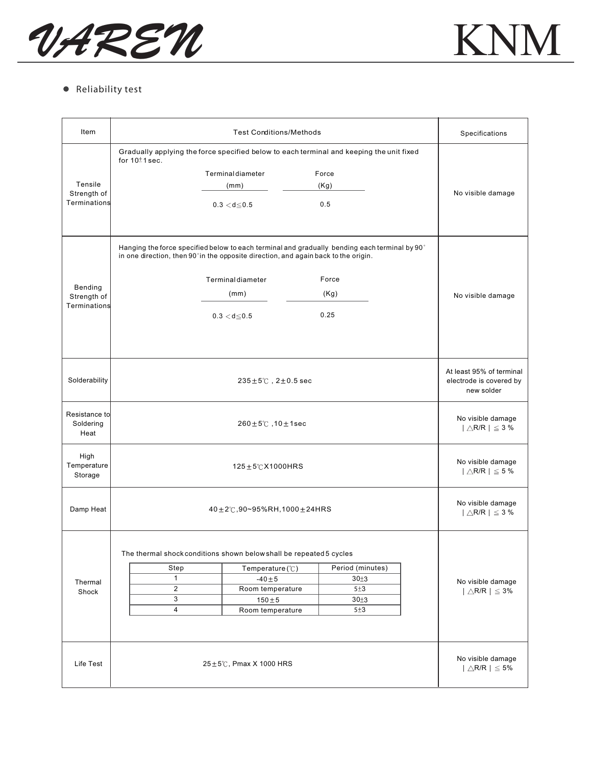- Reliability test

| Item | Test Conditions/Methods | Specifications |
|---|---|---|
| Tensile Strength of Terminations | Gradually applying the force specified below to each terminal and keeping the unit fixed for 10±1 sec.<br><br>Terminal diameter (mm): $0.3 < d \leqq 0.5$ — Force (Kg): 0.5 | No visible damage |
| Bending Strength of Terminations | Hanging the force specified below to each terminal and gradually bending each terminal by 90° in one direction, then 90° in the opposite direction, and again back to the origin.<br><br>Terminal diameter (mm): $0.3 < d \leqq 0.5$ — Force (Kg): 0.25 | No visible damage |
| Solderability | 235±5℃ , 2±0.5 sec | At least 95% of terminal electrode is covered by new solder |
| Resistance to Soldering Heat | 260±5℃ ,10±1sec | No visible damage<br>$\lvert \triangle R/R \rvert \leqq 3$ % |
| High Temperature Storage | 125±5℃X1000HRS | No visible damage<br>$\lvert \triangle R/R \rvert \leqq 5$ % |
| Damp Heat | 40±2℃,90~95%RH,1000±24HRS | No visible damage<br>$\lvert \triangle R/R \rvert \leqq 3$ % |
| Thermal Shock | The thermal shock conditions shown below shall be repeated 5 cycles<br><br>Step 1: -40±5 ℃, 30±3 minutes<br>Step 2: Room temperature, 5±3 minutes<br>Step 3: 150±5 ℃, 30±3 minutes<br>Step 4: Room temperature, 5±3 minutes | No visible damage<br>$\lvert \triangle R/R \rvert \leqq 3$% |
| Life Test | 25±5℃, Pmax X 1000 HRS | No visible damage<br>$\lvert \triangle R/R \rvert \leqq 5$% |